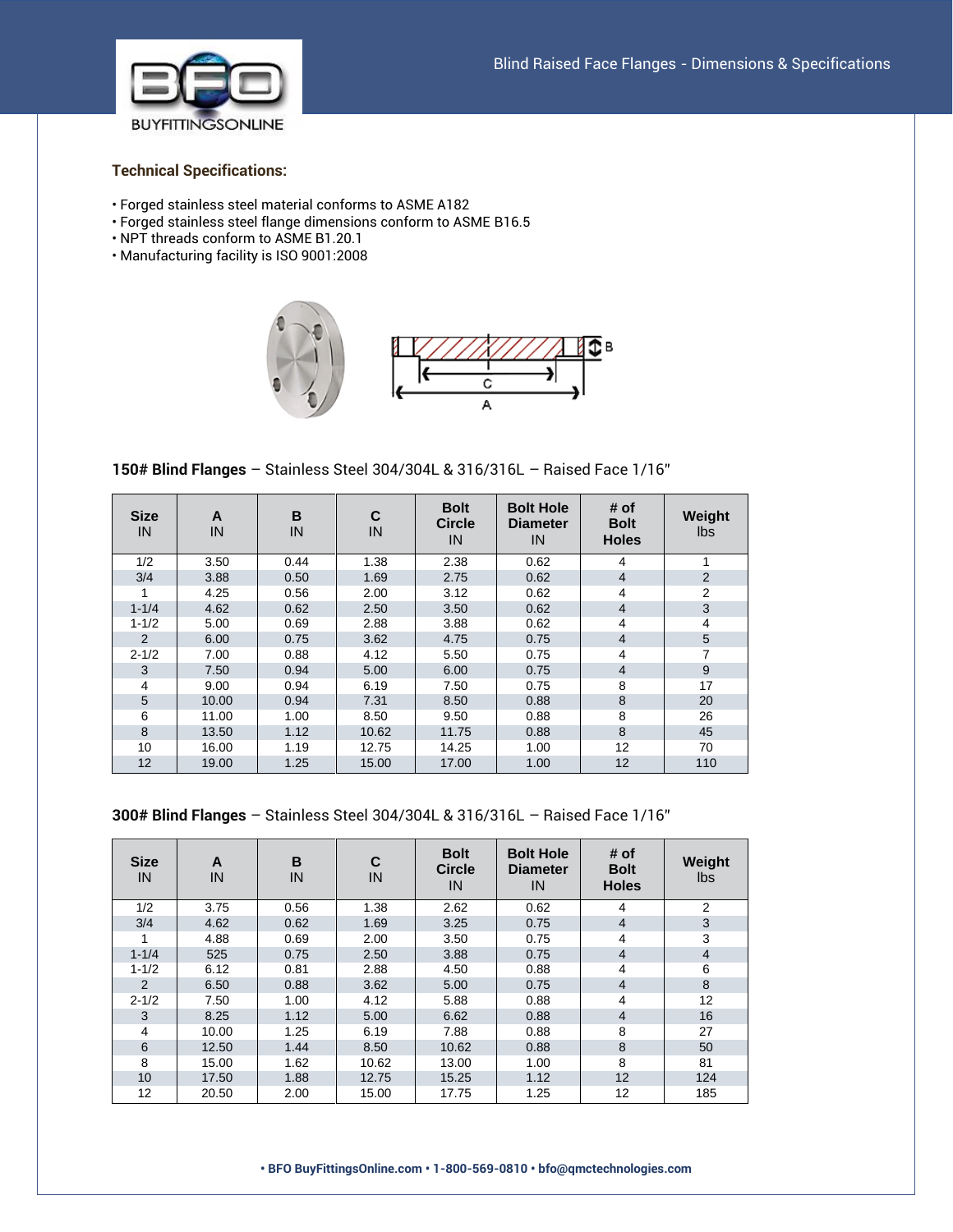BUYFITTINGSONLINE

Blind Raised Face Flanges - Dimensions & Specifications

### Technical Specifications:

- Forged stainless steel material conforms to ASME A182
- Forged stainless steel flange dimensions conform to ASME B16.5
- NPT threads conform to ASME B1.20.1
- Manufacturing facility is ISO 9001:2008

**150# Blind Flanges** – Stainless Steel 304/304L & 316/316L – Raised Face 1/16"

| Size IN | A IN | B IN | C IN | Bolt Circle IN | Bolt Hole Diameter IN | # of Bolt Holes | Weight lbs |
|---|---|---|---|---|---|---|---|
| 1/2 | 3.50 | 0.44 | 1.38 | 2.38 | 0.62 | 4 | 1 |
| 3/4 | 3.88 | 0.50 | 1.69 | 2.75 | 0.62 | 4 | 2 |
| 1 | 4.25 | 0.56 | 2.00 | 3.12 | 0.62 | 4 | 2 |
| 1-1/4 | 4.62 | 0.62 | 2.50 | 3.50 | 0.62 | 4 | 3 |
| 1-1/2 | 5.00 | 0.69 | 2.88 | 3.88 | 0.62 | 4 | 4 |
| 2 | 6.00 | 0.75 | 3.62 | 4.75 | 0.75 | 4 | 5 |
| 2-1/2 | 7.00 | 0.88 | 4.12 | 5.50 | 0.75 | 4 | 7 |
| 3 | 7.50 | 0.94 | 5.00 | 6.00 | 0.75 | 4 | 9 |
| 4 | 9.00 | 0.94 | 6.19 | 7.50 | 0.75 | 8 | 17 |
| 5 | 10.00 | 0.94 | 7.31 | 8.50 | 0.88 | 8 | 20 |
| 6 | 11.00 | 1.00 | 8.50 | 9.50 | 0.88 | 8 | 26 |
| 8 | 13.50 | 1.12 | 10.62 | 11.75 | 0.88 | 8 | 45 |
| 10 | 16.00 | 1.19 | 12.75 | 14.25 | 1.00 | 12 | 70 |
| 12 | 19.00 | 1.25 | 15.00 | 17.00 | 1.00 | 12 | 110 |

**300# Blind Flanges** – Stainless Steel 304/304L & 316/316L – Raised Face 1/16"

| Size IN | A IN | B IN | C IN | Bolt Circle IN | Bolt Hole Diameter IN | # of Bolt Holes | Weight lbs |
|---|---|---|---|---|---|---|---|
| 1/2 | 3.75 | 0.56 | 1.38 | 2.62 | 0.62 | 4 | 2 |
| 3/4 | 4.62 | 0.62 | 1.69 | 3.25 | 0.75 | 4 | 3 |
| 1 | 4.88 | 0.69 | 2.00 | 3.50 | 0.75 | 4 | 3 |
| 1-1/4 | 525 | 0.75 | 2.50 | 3.88 | 0.75 | 4 | 4 |
| 1-1/2 | 6.12 | 0.81 | 2.88 | 4.50 | 0.88 | 4 | 6 |
| 2 | 6.50 | 0.88 | 3.62 | 5.00 | 0.75 | 4 | 8 |
| 2-1/2 | 7.50 | 1.00 | 4.12 | 5.88 | 0.88 | 4 | 12 |
| 3 | 8.25 | 1.12 | 5.00 | 6.62 | 0.88 | 4 | 16 |
| 4 | 10.00 | 1.25 | 6.19 | 7.88 | 0.88 | 8 | 27 |
| 6 | 12.50 | 1.44 | 8.50 | 10.62 | 0.88 | 8 | 50 |
| 8 | 15.00 | 1.62 | 10.62 | 13.00 | 1.00 | 8 | 81 |
| 10 | 17.50 | 1.88 | 12.75 | 15.25 | 1.12 | 12 | 124 |
| 12 | 20.50 | 2.00 | 15.00 | 17.75 | 1.25 | 12 | 185 |

• BFO BuyFittingsOnline.com • 1-800-569-0810 • bfo@qmctechnologies.com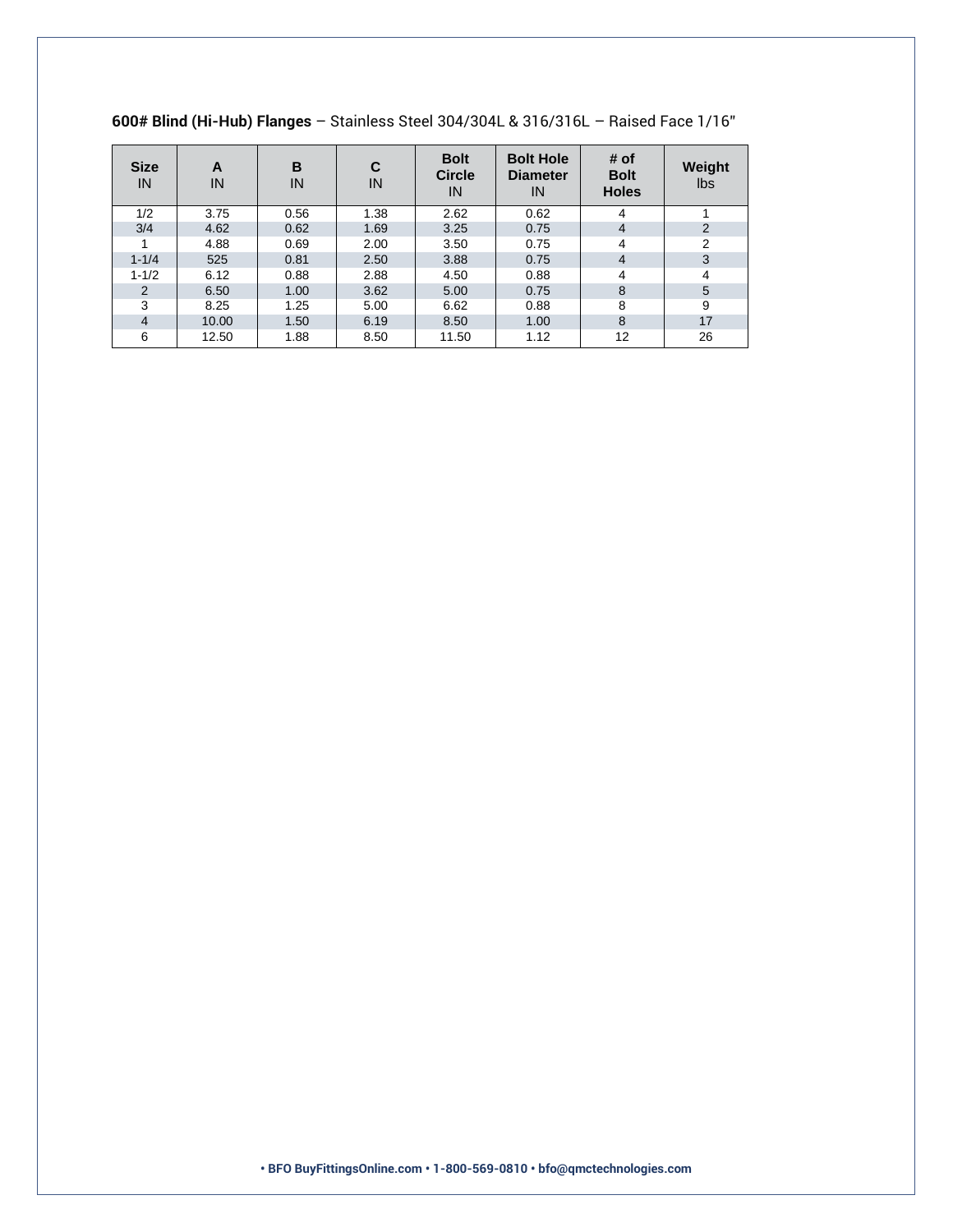**600# Blind (Hi-Hub) Flanges** – Stainless Steel 304/304L & 316/316L – Raised Face 1/16"

| **Size** IN | **A** IN | **B** IN | **C** IN | **Bolt Circle** IN | **Bolt Hole Diameter** IN | **# of Bolt Holes** | **Weight** lbs |
|---|---|---|---|---|---|---|---|
| 1/2 | 3.75 | 0.56 | 1.38 | 2.62 | 0.62 | 4 | 1 |
| 3/4 | 4.62 | 0.62 | 1.69 | 3.25 | 0.75 | 4 | 2 |
| 1 | 4.88 | 0.69 | 2.00 | 3.50 | 0.75 | 4 | 2 |
| 1-1/4 | 525 | 0.81 | 2.50 | 3.88 | 0.75 | 4 | 3 |
| 1-1/2 | 6.12 | 0.88 | 2.88 | 4.50 | 0.88 | 4 | 4 |
| 2 | 6.50 | 1.00 | 3.62 | 5.00 | 0.75 | 8 | 5 |
| 3 | 8.25 | 1.25 | 5.00 | 6.62 | 0.88 | 8 | 9 |
| 4 | 10.00 | 1.50 | 6.19 | 8.50 | 1.00 | 8 | 17 |
| 6 | 12.50 | 1.88 | 8.50 | 11.50 | 1.12 | 12 | 26 |

**• BFO BuyFittingsOnline.com • 1-800-569-0810 • bfo@qmctechnologies.com**